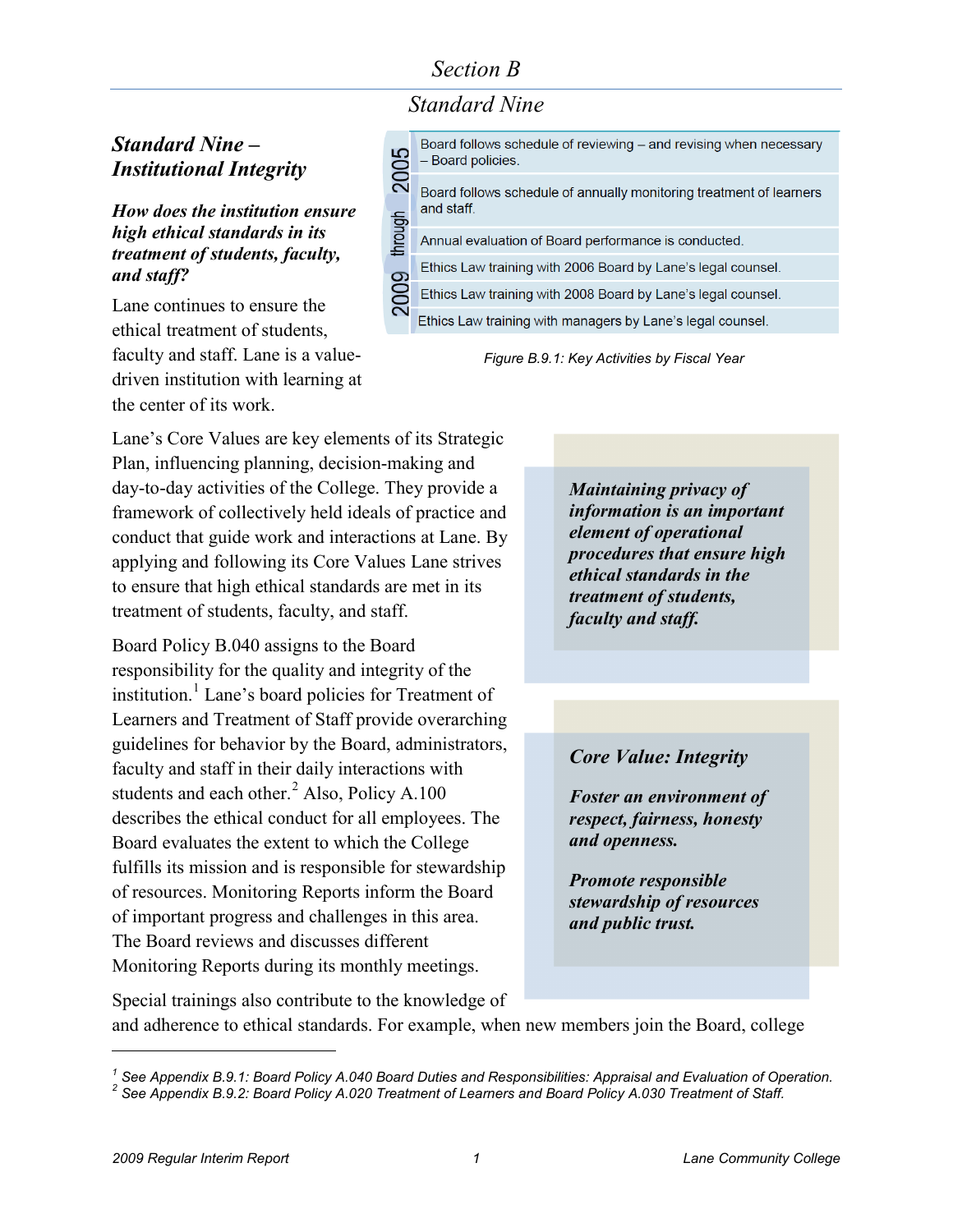# Section B

## Standard Nine

### Standard Nine – Institutional Integrity

***How does the institution ensure high ethical standards in its treatment of students, faculty, and staff?***

| 2005 through 2009 |
| --- |
| Board follows schedule of reviewing – and revising when necessary – Board policies. |
| Board follows schedule of annually monitoring treatment of learners and staff. |
| Annual evaluation of Board performance is conducted. |
| Ethics Law training with 2006 Board by Lane's legal counsel. |
| Ethics Law training with 2008 Board by Lane's legal counsel. |
| Ethics Law training with managers by Lane's legal counsel. |

*Figure B.9.1: Key Activities by Fiscal Year*

Lane continues to ensure the ethical treatment of students, faculty and staff. Lane is a value-driven institution with learning at the center of its work.

Lane's Core Values are key elements of its Strategic Plan, influencing planning, decision-making and day-to-day activities of the College. They provide a framework of collectively held ideals of practice and conduct that guide work and interactions at Lane. By applying and following its Core Values Lane strives to ensure that high ethical standards are met in its treatment of students, faculty, and staff.

> ***Maintaining privacy of information is an important element of operational procedures that ensure high ethical standards in the treatment of students, faculty and staff.***

Board Policy B.040 assigns to the Board responsibility for the quality and integrity of the institution.[1] Lane's board policies for Treatment of Learners and Treatment of Staff provide overarching guidelines for behavior by the Board, administrators, faculty and staff in their daily interactions with students and each other.[2] Also, Policy A.100 describes the ethical conduct for all employees. The Board evaluates the extent to which the College fulfills its mission and is responsible for stewardship of resources. Monitoring Reports inform the Board of important progress and challenges in this area. The Board reviews and discusses different Monitoring Reports during its monthly meetings.

> ***Core Value: Integrity***
>
> ***Foster an environment of respect, fairness, honesty and openness.***
>
> ***Promote responsible stewardship of resources and public trust.***

Special trainings also contribute to the knowledge of and adherence to ethical standards. For example, when new members join the Board, college

---

[1] *See Appendix B.9.1: Board Policy A.040 Board Duties and Responsibilities: Appraisal and Evaluation of Operation.*

[2] *See Appendix B.9.2: Board Policy A.020 Treatment of Learners and Board Policy A.030 Treatment of Staff.*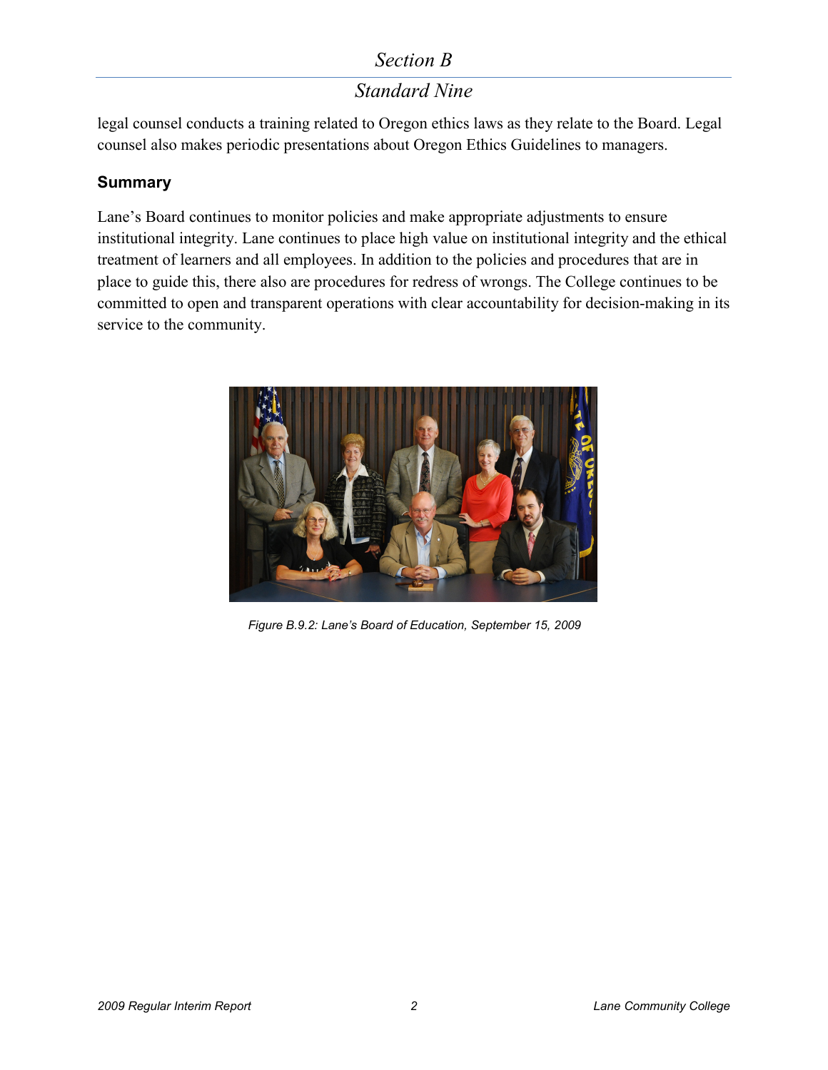legal counsel conducts a training related to Oregon ethics laws as they relate to the Board. Legal counsel also makes periodic presentations about Oregon Ethics Guidelines to managers.

### Summary

Lane's Board continues to monitor policies and make appropriate adjustments to ensure institutional integrity. Lane continues to place high value on institutional integrity and the ethical treatment of learners and all employees. In addition to the policies and procedures that are in place to guide this, there also are procedures for redress of wrongs. The College continues to be committed to open and transparent operations with clear accountability for decision-making in its service to the community.

*Figure B.9.2: Lane's Board of Education, September 15, 2009*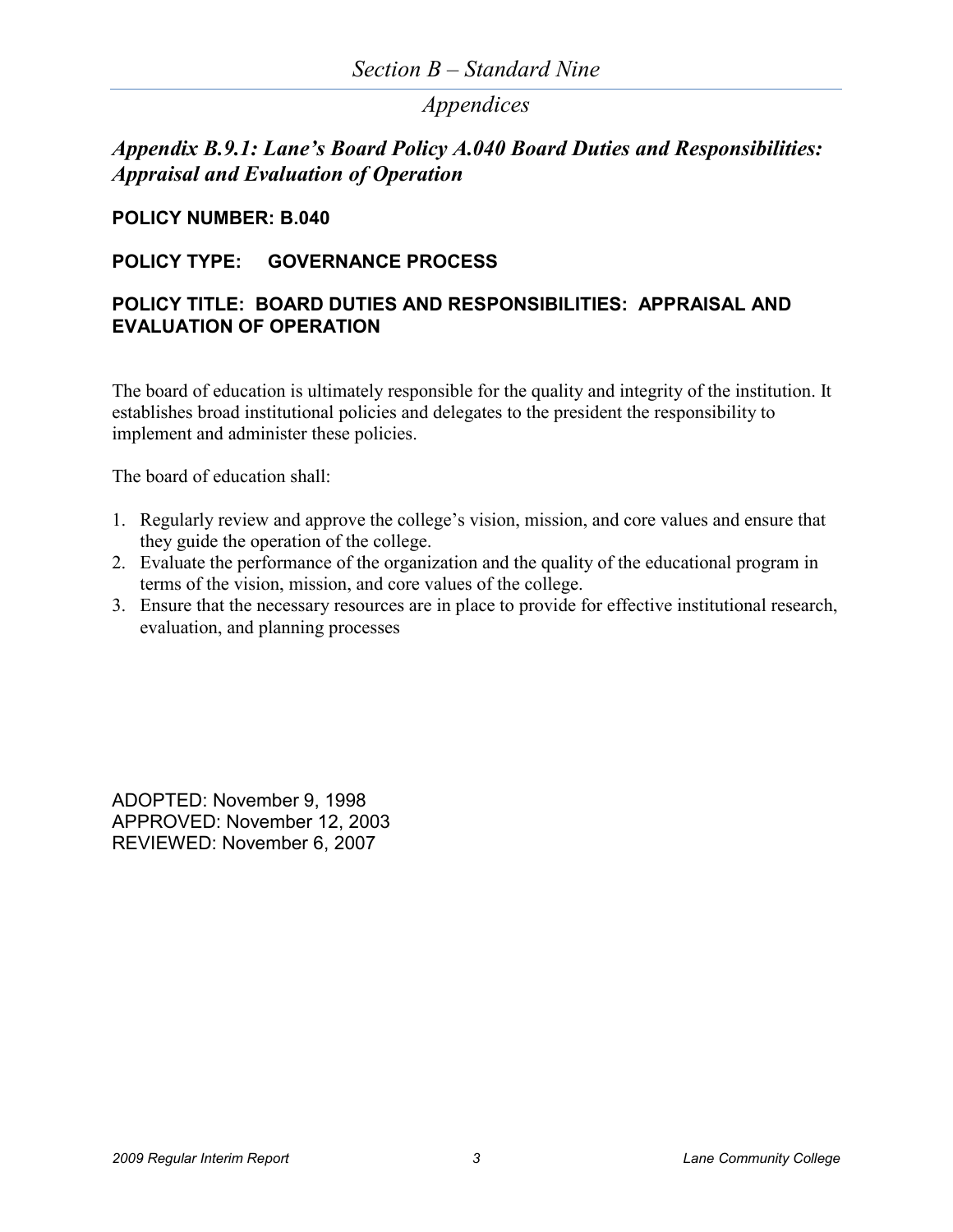# Section B – Standard Nine

## Appendices

### *Appendix B.9.1: Lane's Board Policy A.040 Board Duties and Responsibilities: Appraisal and Evaluation of Operation*

**POLICY NUMBER: B.040**

**POLICY TYPE: GOVERNANCE PROCESS**

**POLICY TITLE: BOARD DUTIES AND RESPONSIBILITIES: APPRAISAL AND EVALUATION OF OPERATION**

The board of education is ultimately responsible for the quality and integrity of the institution. It establishes broad institutional policies and delegates to the president the responsibility to implement and administer these policies.

The board of education shall:

1. Regularly review and approve the college's vision, mission, and core values and ensure that they guide the operation of the college.
2. Evaluate the performance of the organization and the quality of the educational program in terms of the vision, mission, and core values of the college.
3. Ensure that the necessary resources are in place to provide for effective institutional research, evaluation, and planning processes

ADOPTED: November 9, 1998
APPROVED: November 12, 2003
REVIEWED: November 6, 2007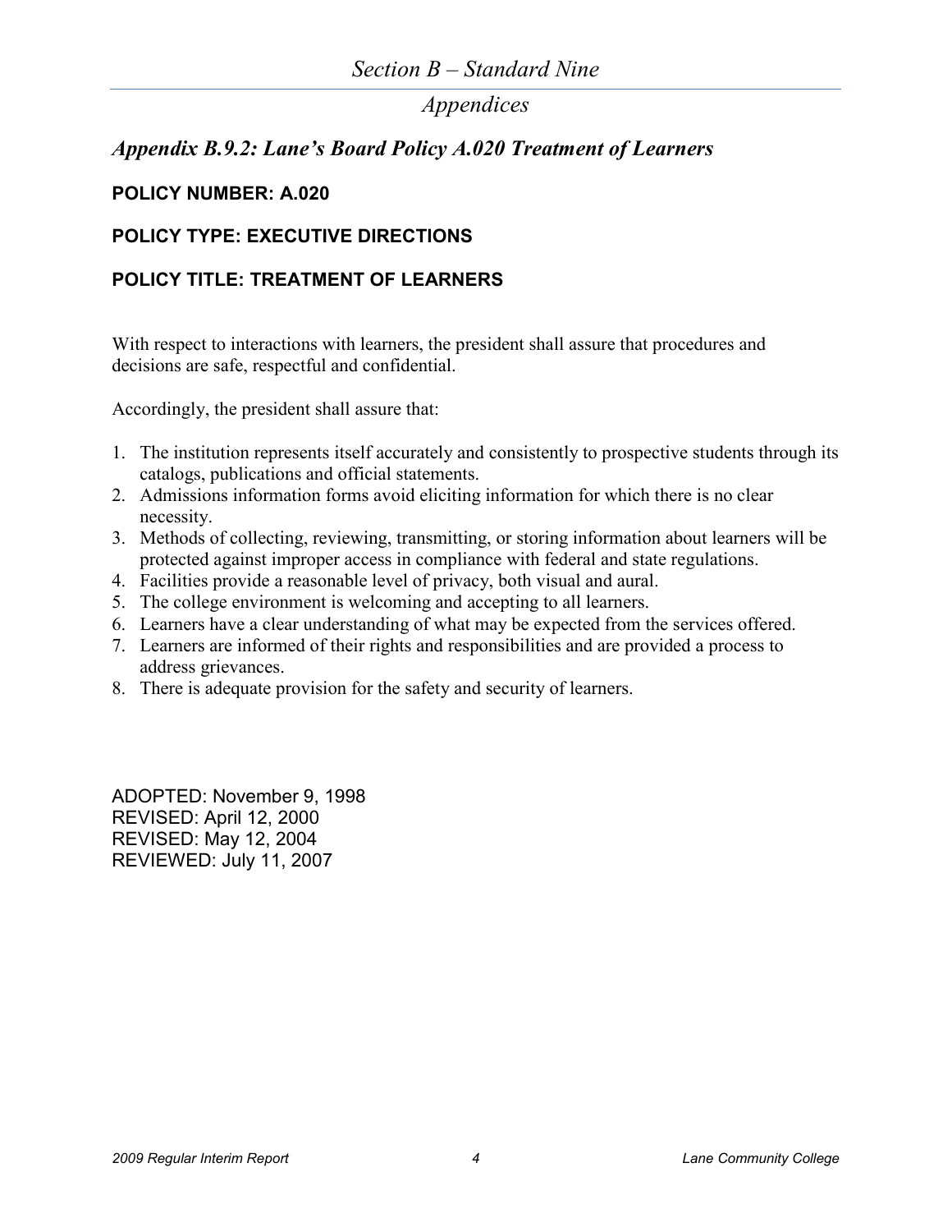## Appendix B.9.2: Lane's Board Policy A.020 Treatment of Learners

**POLICY NUMBER: A.020**

**POLICY TYPE: EXECUTIVE DIRECTIONS**

**POLICY TITLE: TREATMENT OF LEARNERS**

With respect to interactions with learners, the president shall assure that procedures and decisions are safe, respectful and confidential.

Accordingly, the president shall assure that:

1. The institution represents itself accurately and consistently to prospective students through its catalogs, publications and official statements.
2. Admissions information forms avoid eliciting information for which there is no clear necessity.
3. Methods of collecting, reviewing, transmitting, or storing information about learners will be protected against improper access in compliance with federal and state regulations.
4. Facilities provide a reasonable level of privacy, both visual and aural.
5. The college environment is welcoming and accepting to all learners.
6. Learners have a clear understanding of what may be expected from the services offered.
7. Learners are informed of their rights and responsibilities and are provided a process to address grievances.
8. There is adequate provision for the safety and security of learners.

ADOPTED: November 9, 1998
REVISED: April 12, 2000
REVISED: May 12, 2004
REVIEWED: July 11, 2007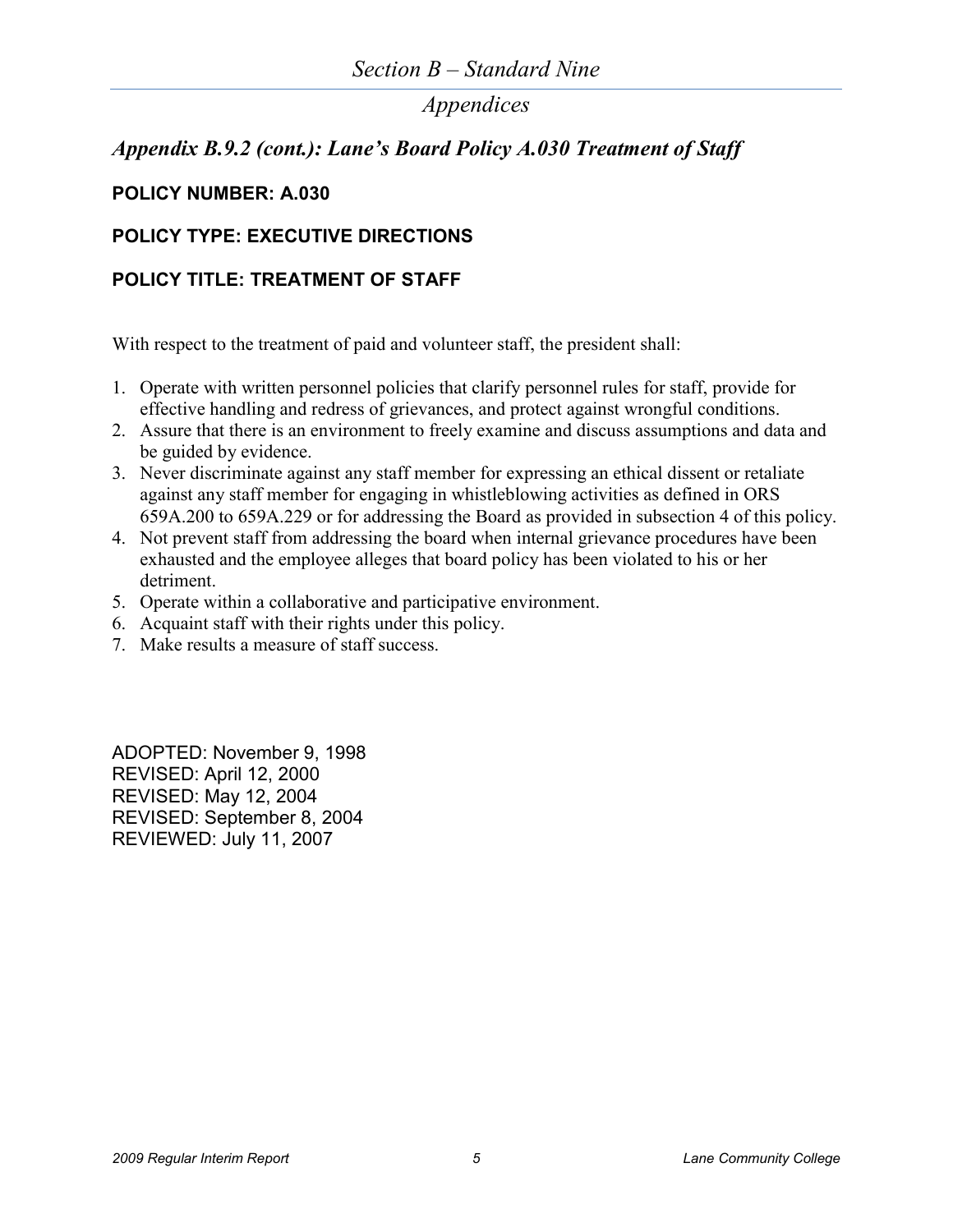## Appendix B.9.2 (cont.): Lane's Board Policy A.030 Treatment of Staff

**POLICY NUMBER: A.030**

**POLICY TYPE: EXECUTIVE DIRECTIONS**

**POLICY TITLE: TREATMENT OF STAFF**

With respect to the treatment of paid and volunteer staff, the president shall:

1. Operate with written personnel policies that clarify personnel rules for staff, provide for effective handling and redress of grievances, and protect against wrongful conditions.
2. Assure that there is an environment to freely examine and discuss assumptions and data and be guided by evidence.
3. Never discriminate against any staff member for expressing an ethical dissent or retaliate against any staff member for engaging in whistleblowing activities as defined in ORS 659A.200 to 659A.229 or for addressing the Board as provided in subsection 4 of this policy.
4. Not prevent staff from addressing the board when internal grievance procedures have been exhausted and the employee alleges that board policy has been violated to his or her detriment.
5. Operate within a collaborative and participative environment.
6. Acquaint staff with their rights under this policy.
7. Make results a measure of staff success.

ADOPTED: November 9, 1998
REVISED: April 12, 2000
REVISED: May 12, 2004
REVISED: September 8, 2004
REVIEWED: July 11, 2007